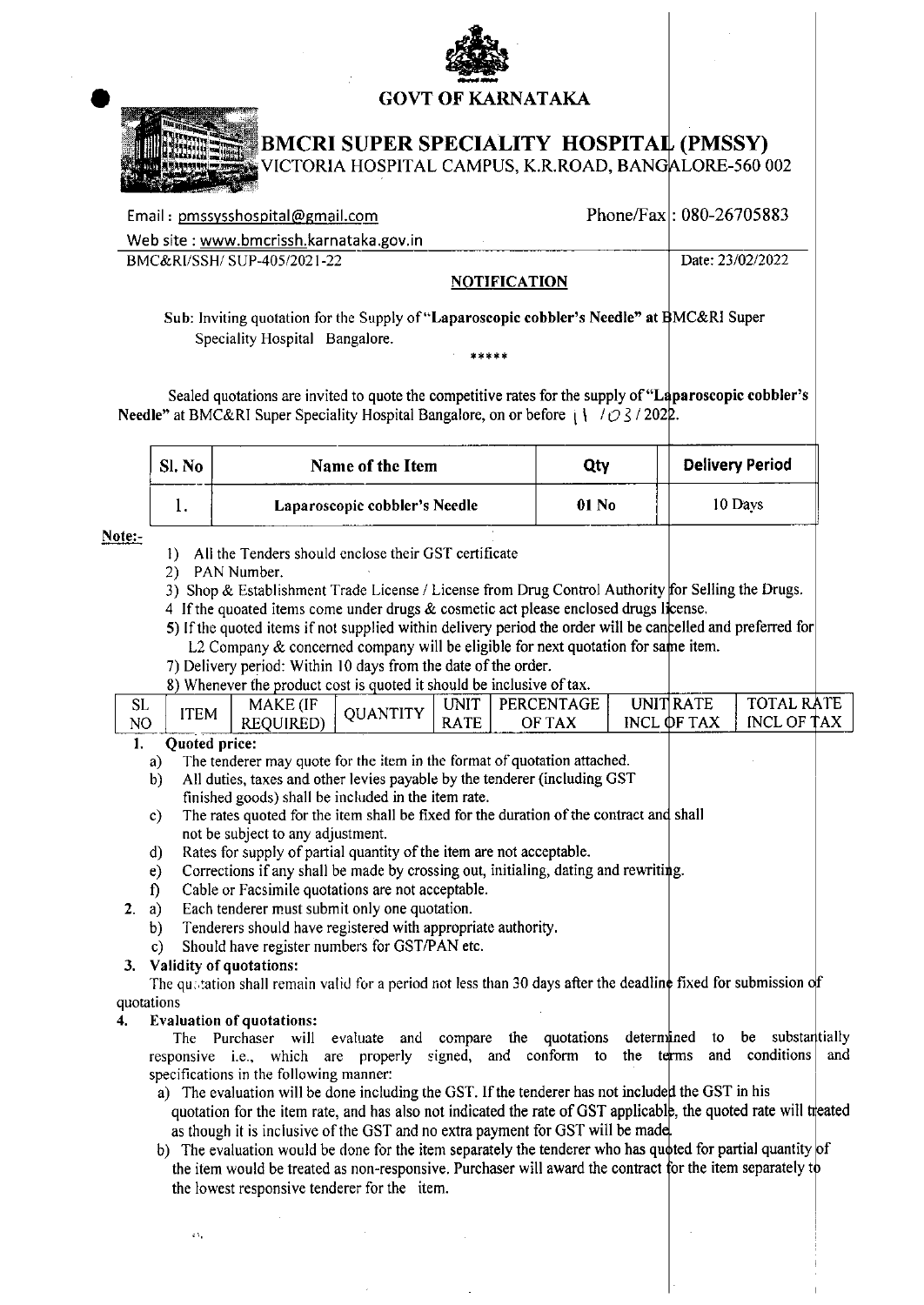# GOVT OF KARNATAKA

## BMCRI SUPER SPECIALITY HOSPITAL (PMSSY)

VICTORIA HOSPITAL CAMPUS, K.R.ROAD, BANGALORE-560 002

Email : pmssysshospital@gmail.com Phone/Fax : 080-26705883

Web site : www.bmcrissh.karnataka.gov.in

BMC&RI/SSH/ SUP-405/2021-22 Date: 23/02/2022

**NOTIFICATION**

Sub: Inviting quotation for the Supply of "**Laparoscopic cobbler's Needle**" at BMC&RI Super Speciality Hospital Bangalore.

\*\*\*\*\*

Sealed quotations are invited to quote the competitive rates for the supply of "**Laparoscopic cobbler's Needle**" at BMC&RI Super Speciality Hospital Bangalore, on or before 11 / 03 / 2022.

| Sl. No | Name of the Item | Qty | Delivery Period |
|---|---|---|---|
| 1. | **Laparoscopic cobbler's Needle** | **01 No** | 10 Days |

**Note:-**

1) All the Tenders should enclose their GST certificate
2) PAN Number.
3) Shop & Establishment Trade License / License from Drug Control Authority for Selling the Drugs.
4 If the quoted items come under drugs & cosmetic act please enclosed drugs license.
5) If the quoted items if not supplied within delivery period the order will be cancelled and preferred for L2 Company & concerned company will be eligible for next quotation for same item.
7) Delivery period: Within 10 days from the date of the order.
8) Whenever the product cost is quoted it should be inclusive of tax.

| SL NO | ITEM | MAKE (IF REQUIRED) | QUANTITY | UNIT RATE | PERCENTAGE OF TAX | UNIT RATE INCL OF TAX | TOTAL RATE INCL OF TAX |
|---|---|---|---|---|---|---|---|

1. **Quoted price:**
   a) The tenderer may quote for the item in the format of quotation attached.
   b) All duties, taxes and other levies payable by the tenderer (including GST finished goods) shall be included in the item rate.
   c) The rates quoted for the item shall be fixed for the duration of the contract and shall not be subject to any adjustment.
   d) Rates for supply of partial quantity of the item are not acceptable.
   e) Corrections if any shall be made by crossing out, initialing, dating and rewriting.
   f) Cable or Facsimile quotations are not acceptable.
2. a) Each tenderer must submit only one quotation.
   b) Tenderers should have registered with appropriate authority.
   c) Should have register numbers for GST/PAN etc.
3. **Validity of quotations:**
   The quotation shall remain valid for a period not less than 30 days after the deadline fixed for submission of quotations
4. **Evaluation of quotations:**
   The Purchaser will evaluate and compare the quotations determined to be substantially responsive i.e., which are properly signed, and conform to the terms and conditions and specifications in the following manner:
   a) The evaluation will be done including the GST. If the tenderer has not included the GST in his quotation for the item rate, and has also not indicated the rate of GST applicable, the quoted rate will treated as though it is inclusive of the GST and no extra payment for GST will be made.
   b) The evaluation would be done for the item separately the tenderer who has quoted for partial quantity of the item would be treated as non-responsive. Purchaser will award the contract for the item separately to the lowest responsive tenderer for the item.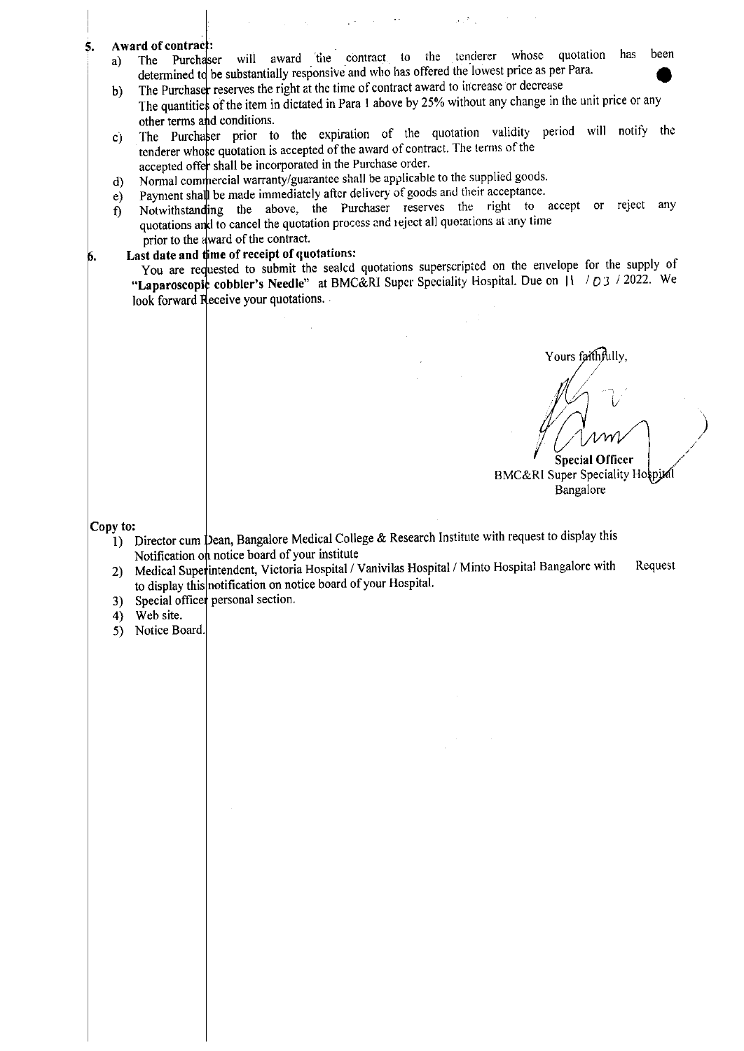5. **Award of contract:**
   a) The Purchaser will award the contract to the tenderer whose quotation has been determined to be substantially responsive and who has offered the lowest price as per Para.
   b) The Purchaser reserves the right at the time of contract award to increase or decrease The quantities of the item in dictated in Para 1 above by 25% without any change in the unit price or any other terms and conditions.
   c) The Purchaser prior to the expiration of the quotation validity period will notify the tenderer whose quotation is accepted of the award of contract. The terms of the accepted offer shall be incorporated in the Purchase order.
   d) Normal commercial warranty/guarantee shall be applicable to the supplied goods.
   e) Payment shall be made immediately after delivery of goods and their acceptance.
   f) Notwithstanding the above, the Purchaser reserves the right to accept or reject any quotations and to cancel the quotation process and reject all quotations at any time prior to the award of the contract.

6. **Last date and time of receipt of quotations:**
   You are requested to submit the sealed quotations superscripted on the envelope for the supply of **"Laparoscopic cobbler's Needle"** at BMC&RI Super Speciality Hospital. Due on 11 / 03 / 2022. We look forward Receive your quotations.

Yours faithfully,

**Special Officer**
BMC&RI Super Speciality Hospital
Bangalore

**Copy to:**
1) Director cum Dean, Bangalore Medical College & Research Institute with request to display this Notification on notice board of your institute
2) Medical Superintendent, Victoria Hospital / Vanivilas Hospital / Minto Hospital Bangalore with Request to display this notification on notice board of your Hospital.
3) Special officer personal section.
4) Web site.
5) Notice Board.